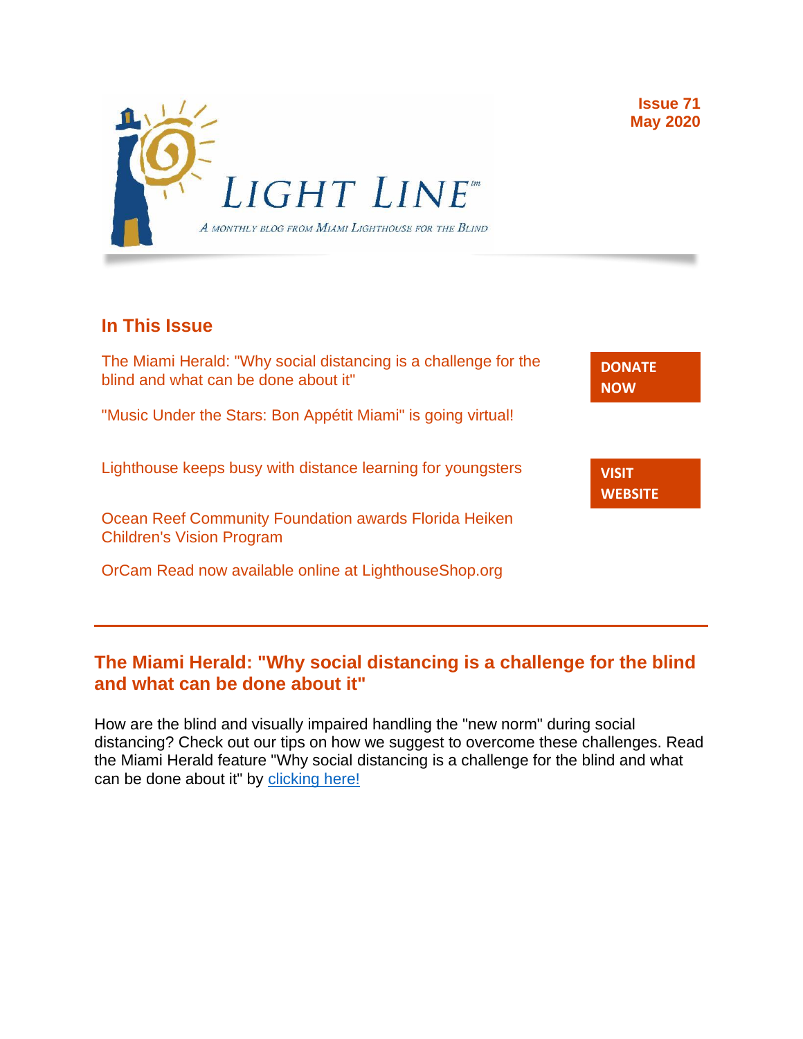LIGHT LINE™

A MONTHLY BLOG FROM MIAMI LIGHTHOUSE FOR THE BLIND

**Issue 71**
**May 2020**

## In This Issue

The Miami Herald: "Why social distancing is a challenge for the blind and what can be done about it"

"Music Under the Stars: Bon Appétit Miami" is going virtual!

Lighthouse keeps busy with distance learning for youngsters

Ocean Reef Community Foundation awards Florida Heiken Children's Vision Program

OrCam Read now available online at LighthouseShop.org

**DONATE NOW**

**VISIT WEBSITE**

---

## The Miami Herald: "Why social distancing is a challenge for the blind and what can be done about it"

How are the blind and visually impaired handling the "new norm" during social distancing? Check out our tips on how we suggest to overcome these challenges. Read the Miami Herald feature "Why social distancing is a challenge for the blind and what can be done about it" by clicking here!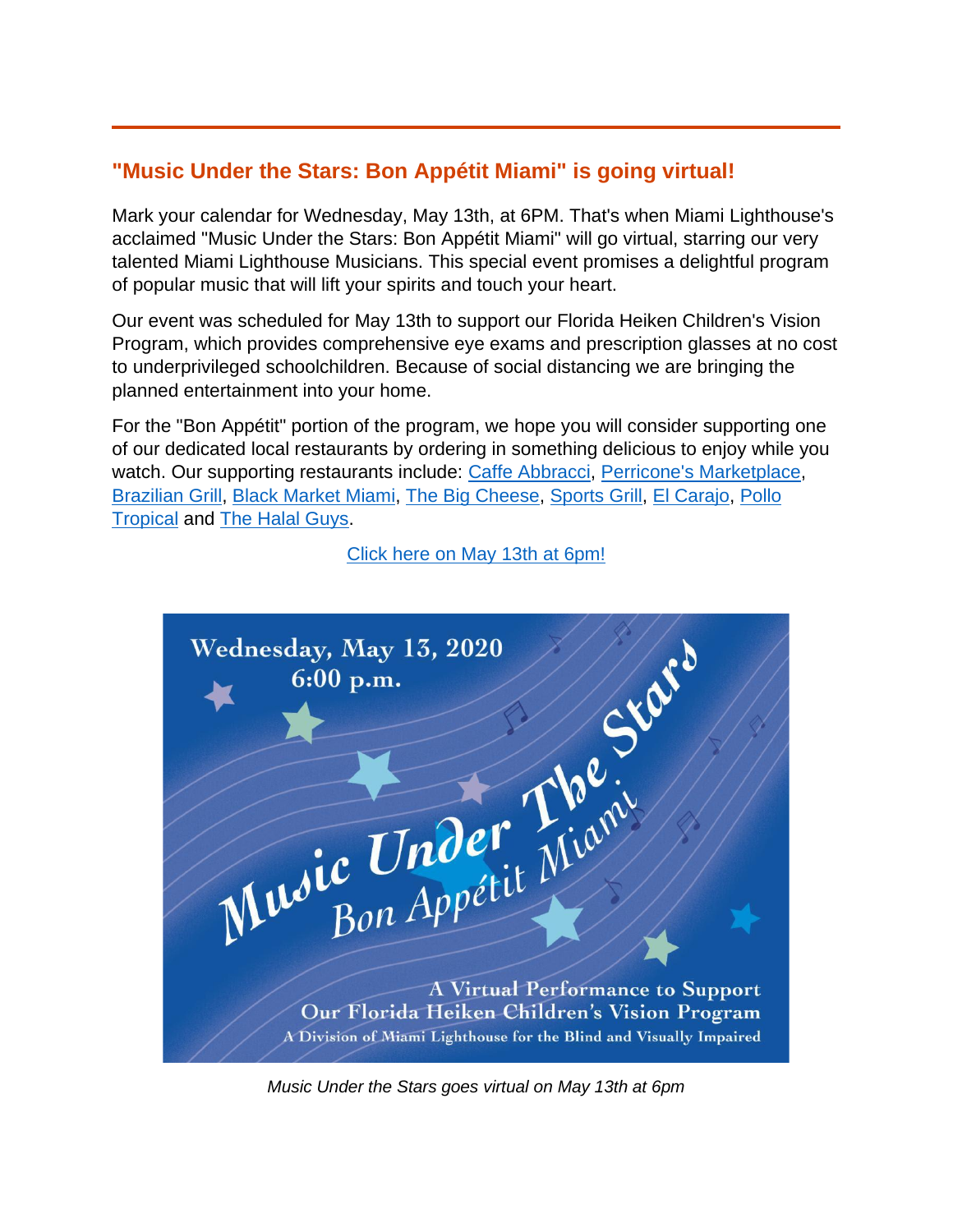## "Music Under the Stars: Bon Appétit Miami" is going virtual!

Mark your calendar for Wednesday, May 13th, at 6PM. That's when Miami Lighthouse's acclaimed "Music Under the Stars: Bon Appétit Miami" will go virtual, starring our very talented Miami Lighthouse Musicians. This special event promises a delightful program of popular music that will lift your spirits and touch your heart.

Our event was scheduled for May 13th to support our Florida Heiken Children's Vision Program, which provides comprehensive eye exams and prescription glasses at no cost to underprivileged schoolchildren. Because of social distancing we are bringing the planned entertainment into your home.

For the "Bon Appétit" portion of the program, we hope you will consider supporting one of our dedicated local restaurants by ordering in something delicious to enjoy while you watch. Our supporting restaurants include: Caffe Abbracci, Perricone's Marketplace, Brazilian Grill, Black Market Miami, The Big Cheese, Sports Grill, El Carajo, Pollo Tropical and The Halal Guys.

Click here on May 13th at 6pm!

Wednesday, May 13, 2020
6:00 p.m.

Music Under The Stars
Bon Appétit Miami

A Virtual Performance to Support
Our Florida Heiken Children's Vision Program
A Division of Miami Lighthouse for the Blind and Visually Impaired

*Music Under the Stars goes virtual on May 13th at 6pm*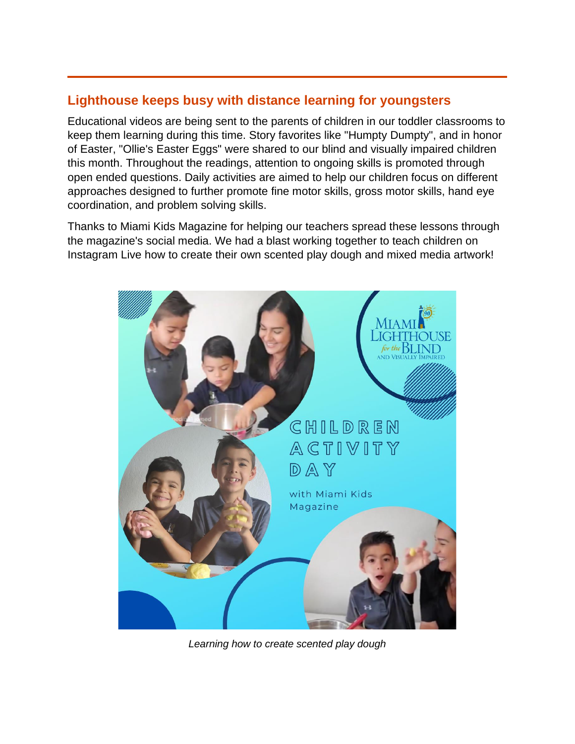## Lighthouse keeps busy with distance learning for youngsters

Educational videos are being sent to the parents of children in our toddler classrooms to keep them learning during this time. Story favorites like "Humpty Dumpty", and in honor of Easter, "Ollie's Easter Eggs" were shared to our blind and visually impaired children this month. Throughout the readings, attention to ongoing skills is promoted through open ended questions. Daily activities are aimed to help our children focus on different approaches designed to further promote fine motor skills, gross motor skills, hand eye coordination, and problem solving skills.

Thanks to Miami Kids Magazine for helping our teachers spread these lessons through the magazine's social media. We had a blast working together to teach children on Instagram Live how to create their own scented play dough and mixed media artwork!

*Learning how to create scented play dough*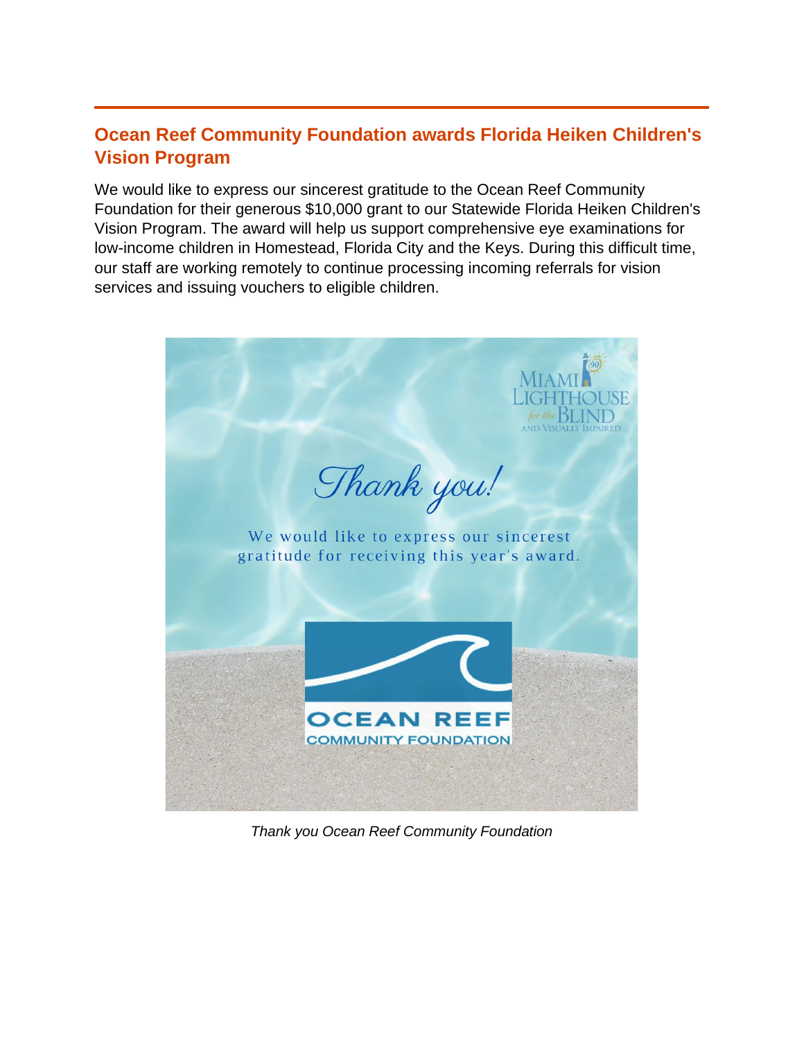## Ocean Reef Community Foundation awards Florida Heiken Children's Vision Program

We would like to express our sincerest gratitude to the Ocean Reef Community Foundation for their generous $10,000 grant to our Statewide Florida Heiken Children's Vision Program. The award will help us support comprehensive eye examinations for low-income children in Homestead, Florida City and the Keys. During this difficult time, our staff are working remotely to continue processing incoming referrals for vision services and issuing vouchers to eligible children.

MIAMI LIGHTHOUSE for the BLIND AND VISUALLY IMPAIRED

Thank you!

We would like to express our sincerest gratitude for receiving this year's award.

OCEAN REEF COMMUNITY FOUNDATION

*Thank you Ocean Reef Community Foundation*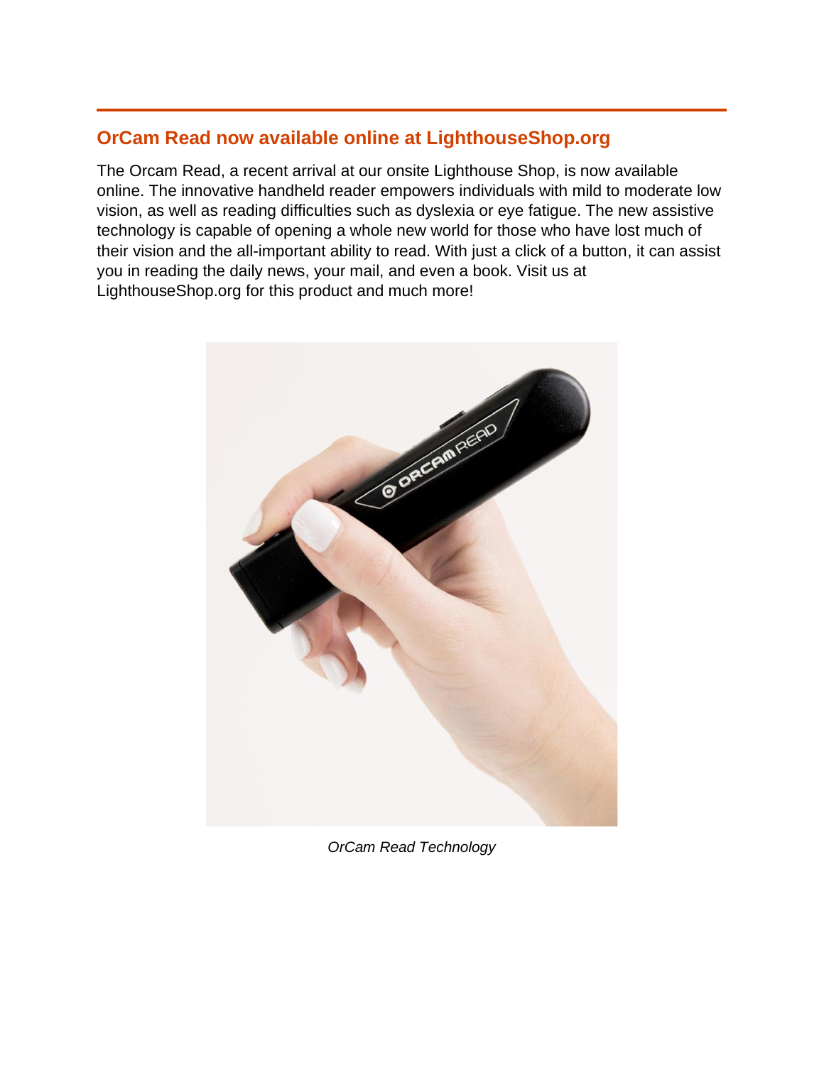## OrCam Read now available online at LighthouseShop.org

The Orcam Read, a recent arrival at our onsite Lighthouse Shop, is now available online. The innovative handheld reader empowers individuals with mild to moderate low vision, as well as reading difficulties such as dyslexia or eye fatigue. The new assistive technology is capable of opening a whole new world for those who have lost much of their vision and the all-important ability to read. With just a click of a button, it can assist you in reading the daily news, your mail, and even a book. Visit us at LighthouseShop.org for this product and much more!

*OrCam Read Technology*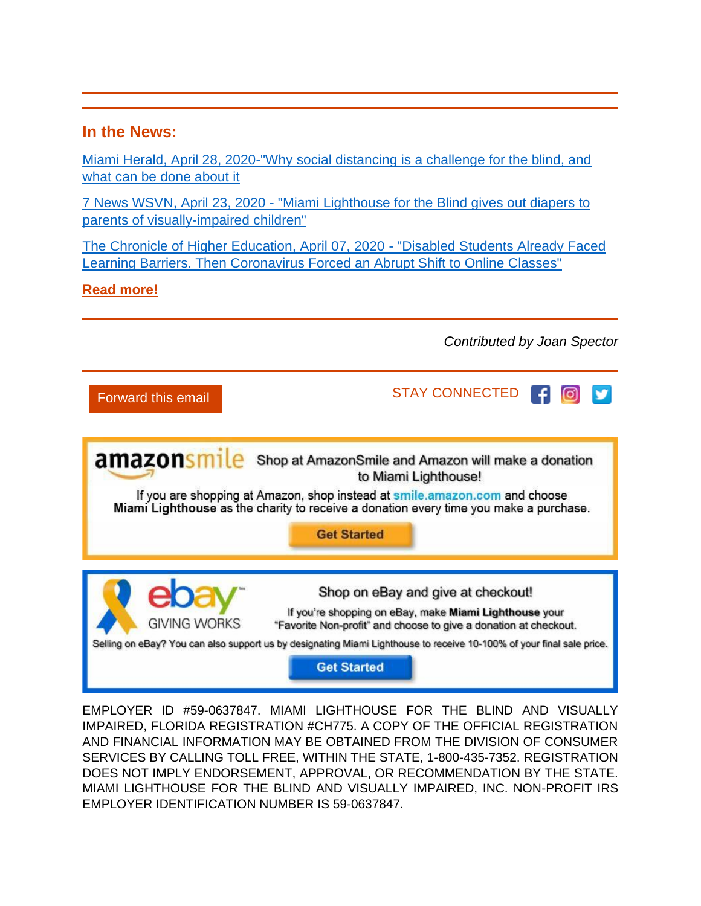## In the News:

Miami Herald, April 28, 2020-"Why social distancing is a challenge for the blind, and what can be done about it

7 News WSVN, April 23, 2020 - "Miami Lighthouse for the Blind gives out diapers to parents of visually-impaired children"

The Chronicle of Higher Education, April 07, 2020 - "Disabled Students Already Faced Learning Barriers. Then Coronavirus Forced an Abrupt Shift to Online Classes"

**Read more!**

*Contributed by Joan Spector*

Forward this email

STAY CONNECTED

amazonsmile Shop at AmazonSmile and Amazon will make a donation to Miami Lighthouse!

If you are shopping at Amazon, shop instead at smile.amazon.com and choose **Miami Lighthouse** as the charity to receive a donation every time you make a purchase.

Get Started

ebay GIVING WORKS

Shop on eBay and give at checkout!

If you're shopping on eBay, make **Miami Lighthouse** your "Favorite Non-profit" and choose to give a donation at checkout.

Selling on eBay? You can also support us by designating Miami Lighthouse to receive 10-100% of your final sale price.

Get Started

EMPLOYER ID #59-0637847. MIAMI LIGHTHOUSE FOR THE BLIND AND VISUALLY IMPAIRED, FLORIDA REGISTRATION #CH775. A COPY OF THE OFFICIAL REGISTRATION AND FINANCIAL INFORMATION MAY BE OBTAINED FROM THE DIVISION OF CONSUMER SERVICES BY CALLING TOLL FREE, WITHIN THE STATE, 1-800-435-7352. REGISTRATION DOES NOT IMPLY ENDORSEMENT, APPROVAL, OR RECOMMENDATION BY THE STATE. MIAMI LIGHTHOUSE FOR THE BLIND AND VISUALLY IMPAIRED, INC. NON-PROFIT IRS EMPLOYER IDENTIFICATION NUMBER IS 59-0637847.